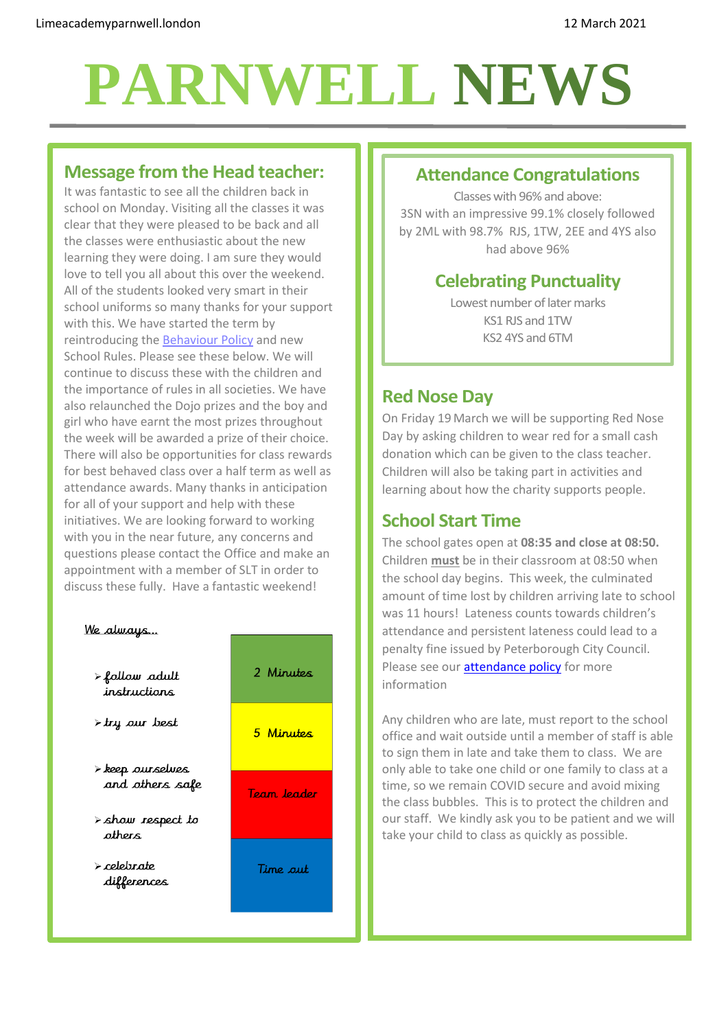Limeacademyparnwell.london

12 March 2021

# PARNWELL NEWS

## Message from the Head teacher:

It was fantastic to see all the children back in school on Monday. Visiting all the classes it was clear that they were pleased to be back and all the classes were enthusiastic about the new learning they were doing. I am sure they would love to tell you all about this over the weekend. All of the students looked very smart in their school uniforms so many thanks for your support with this. We have started the term by reintroducing the Behaviour Policy and new School Rules. Please see these below. We will continue to discuss these with the children and the importance of rules in all societies. We have also relaunched the Dojo prizes and the boy and girl who have earnt the most prizes throughout the week will be awarded a prize of their choice. There will also be opportunities for class rewards for best behaved class over a half term as well as attendance awards. Many thanks in anticipation for all of your support and help with these initiatives. We are looking forward to working with you in the near future, any concerns and questions please contact the Office and make an appointment with a member of SLT in order to discuss these fully. Have a fantastic weekend!

We always…

- follow adult instructions
- try our best
- keep ourselves and others safe
- show respect to others
- celebrate differences

| |
|---|
| 2 Minutes |
| 5 Minutes |
| Team leader |
| Time out |

## Attendance Congratulations

Classes with 96% and above:
3SN with an impressive 99.1% closely followed by 2ML with 98.7% RJS, 1TW, 2EE and 4YS also had above 96%

## Celebrating Punctuality

Lowest number of later marks
KS1 RJS and 1TW
KS2 4YS and 6TM

## Red Nose Day

On Friday 19 March we will be supporting Red Nose Day by asking children to wear red for a small cash donation which can be given to the class teacher. Children will also be taking part in activities and learning about how the charity supports people.

## School Start Time

The school gates open at **08:35 and close at 08:50.** Children **must** be in their classroom at 08:50 when the school day begins. This week, the culminated amount of time lost by children arriving late to school was 11 hours! Lateness counts towards children's attendance and persistent lateness could lead to a penalty fine issued by Peterborough City Council. Please see our attendance policy for more information

Any children who are late, must report to the school office and wait outside until a member of staff is able to sign them in late and take them to class. We are only able to take one child or one family to class at a time, so we remain COVID secure and avoid mixing the class bubbles. This is to protect the children and our staff. We kindly ask you to be patient and we will take your child to class as quickly as possible.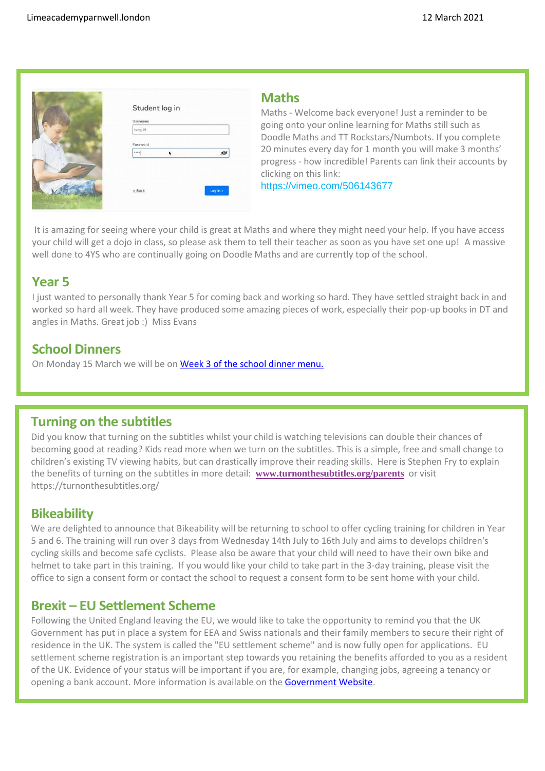## Maths

Maths - Welcome back everyone! Just a reminder to be going onto your online learning for Maths still such as Doodle Maths and TT Rockstars/Numbots. If you complete 20 minutes every day for 1 month you will make 3 months' progress - how incredible! Parents can link their accounts by clicking on this link: https://vimeo.com/506143677

It is amazing for seeing where your child is great at Maths and where they might need your help. If you have access your child will get a dojo in class, so please ask them to tell their teacher as soon as you have set one up! A massive well done to 4YS who are continually going on Doodle Maths and are currently top of the school.

## Year 5

I just wanted to personally thank Year 5 for coming back and working so hard. They have settled straight back in and worked so hard all week. They have produced some amazing pieces of work, especially their pop-up books in DT and angles in Maths. Great job :) Miss Evans

## School Dinners

On Monday 15 March we will be on Week 3 of the school dinner menu.

## Turning on the subtitles

Did you know that turning on the subtitles whilst your child is watching televisions can double their chances of becoming good at reading? Kids read more when we turn on the subtitles. This is a simple, free and small change to children's existing TV viewing habits, but can drastically improve their reading skills. Here is Stephen Fry to explain the benefits of turning on the subtitles in more detail: **www.turnonthesubtitles.org/parents** or visit https://turnonthesubtitles.org/

## Bikeability

We are delighted to announce that Bikeability will be returning to school to offer cycling training for children in Year 5 and 6. The training will run over 3 days from Wednesday 14th July to 16th July and aims to develops children's cycling skills and become safe cyclists. Please also be aware that your child will need to have their own bike and helmet to take part in this training. If you would like your child to take part in the 3-day training, please visit the office to sign a consent form or contact the school to request a consent form to be sent home with your child.

## Brexit – EU Settlement Scheme

Following the United England leaving the EU, we would like to take the opportunity to remind you that the UK Government has put in place a system for EEA and Swiss nationals and their family members to secure their right of residence in the UK. The system is called the "EU settlement scheme" and is now fully open for applications. EU settlement scheme registration is an important step towards you retaining the benefits afforded to you as a resident of the UK. Evidence of your status will be important if you are, for example, changing jobs, agreeing a tenancy or opening a bank account. More information is available on the Government Website.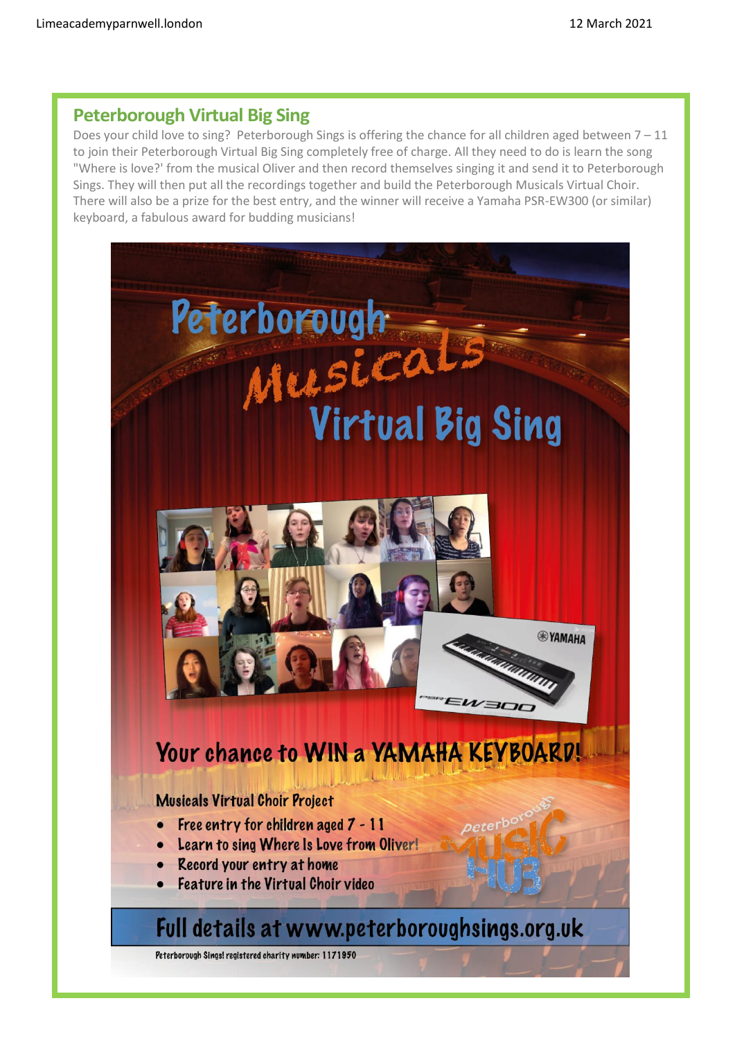## Peterborough Virtual Big Sing

Does your child love to sing? Peterborough Sings is offering the chance for all children aged between 7 – 11 to join their Peterborough Virtual Big Sing completely free of charge. All they need to do is learn the song "Where is love?' from the musical Oliver and then record themselves singing it and send it to Peterborough Sings. They will then put all the recordings together and build the Peterborough Musicals Virtual Choir. There will also be a prize for the best entry, and the winner will receive a Yamaha PSR-EW300 (or similar) keyboard, a fabulous award for budding musicians!

# Peterborough Musicals Virtual Big Sing

## Your chance to WIN a YAMAHA KEYBOARD!

**Musicals Virtual Choir Project**

- Free entry for children aged 7 - 11
- Learn to sing Where Is Love from Oliver!
- Record your entry at home
- Feature in the Virtual Choir video

**Full details at www.peterboroughsings.org.uk**

Peterborough Sings! registered charity number: 1171950